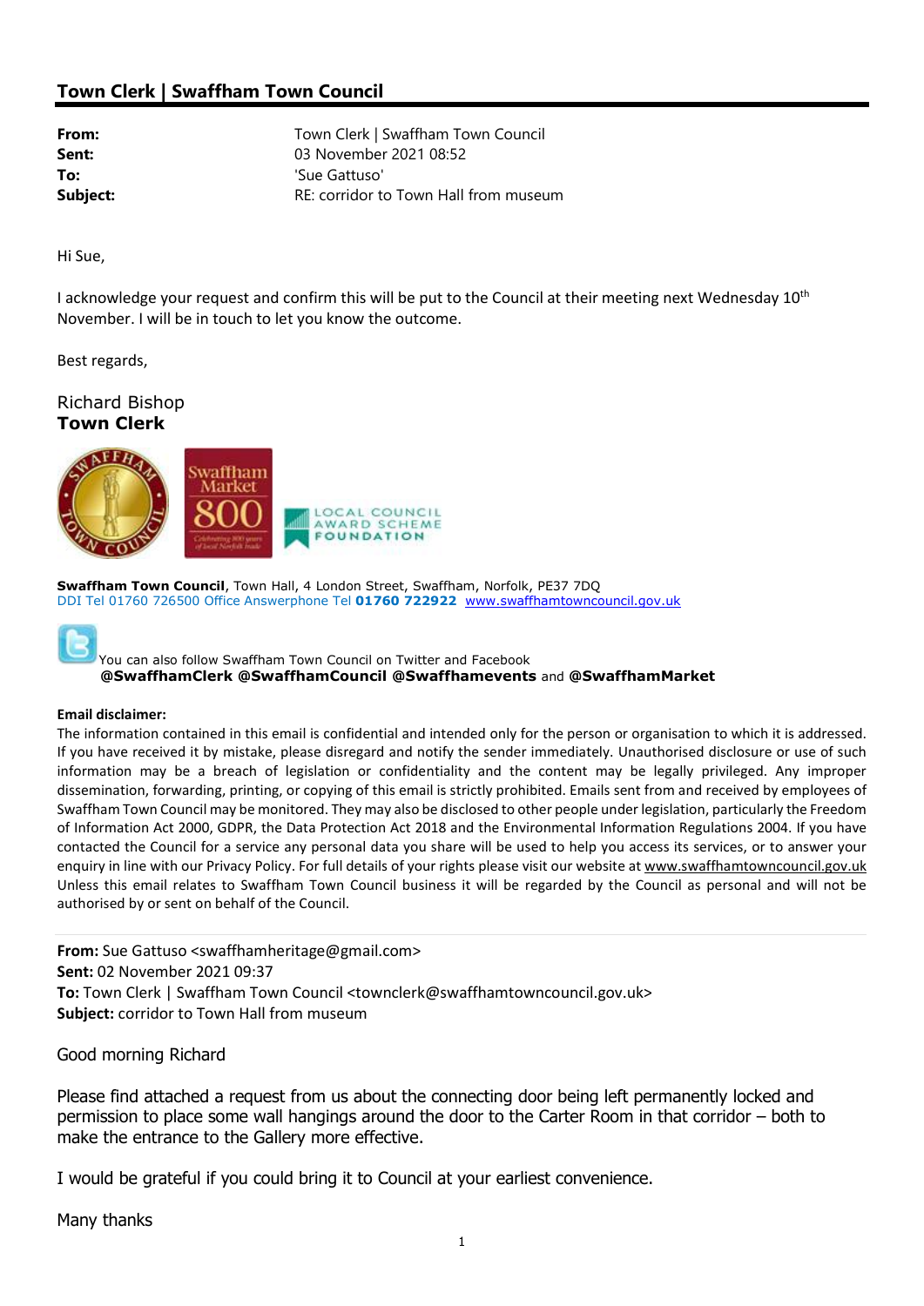# Town Clerk | Swaffham Town Council

**From:** Town Clerk | Swaffham Town Council
**Sent:** 03 November 2021 08:52
**To:** 'Sue Gattuso'
**Subject:** RE: corridor to Town Hall from museum

Hi Sue,

I acknowledge your request and confirm this will be put to the Council at their meeting next Wednesday 10th November. I will be in touch to let you know the outcome.

Best regards,

Richard Bishop
**Town Clerk**

**Swaffham Town Council**, Town Hall, 4 London Street, Swaffham, Norfolk, PE37 7DQ
DDI Tel 01760 726500 Office Answerphone Tel **01760 722922** www.swaffhamtowncouncil.gov.uk

You can also follow Swaffham Town Council on Twitter and Facebook
**@SwaffhamClerk @SwaffhamCouncil @Swaffhamevents** and **@SwaffhamMarket**

**Email disclaimer:**
The information contained in this email is confidential and intended only for the person or organisation to which it is addressed. If you have received it by mistake, please disregard and notify the sender immediately. Unauthorised disclosure or use of such information may be a breach of legislation or confidentiality and the content may be legally privileged. Any improper dissemination, forwarding, printing, or copying of this email is strictly prohibited. Emails sent from and received by employees of Swaffham Town Council may be monitored. They may also be disclosed to other people under legislation, particularly the Freedom of Information Act 2000, GDPR, the Data Protection Act 2018 and the Environmental Information Regulations 2004. If you have contacted the Council for a service any personal data you share will be used to help you access its services, or to answer your enquiry in line with our Privacy Policy. For full details of your rights please visit our website at www.swaffhamtowncouncil.gov.uk Unless this email relates to Swaffham Town Council business it will be regarded by the Council as personal and will not be authorised by or sent on behalf of the Council.

---

**From:** Sue Gattuso <swaffhamheritage@gmail.com>
**Sent:** 02 November 2021 09:37
**To:** Town Clerk | Swaffham Town Council <townclerk@swaffhamtowncouncil.gov.uk>
**Subject:** corridor to Town Hall from museum

Good morning Richard

Please find attached a request from us about the connecting door being left permanently locked and permission to place some wall hangings around the door to the Carter Room in that corridor – both to make the entrance to the Gallery more effective.

I would be grateful if you could bring it to Council at your earliest convenience.

Many thanks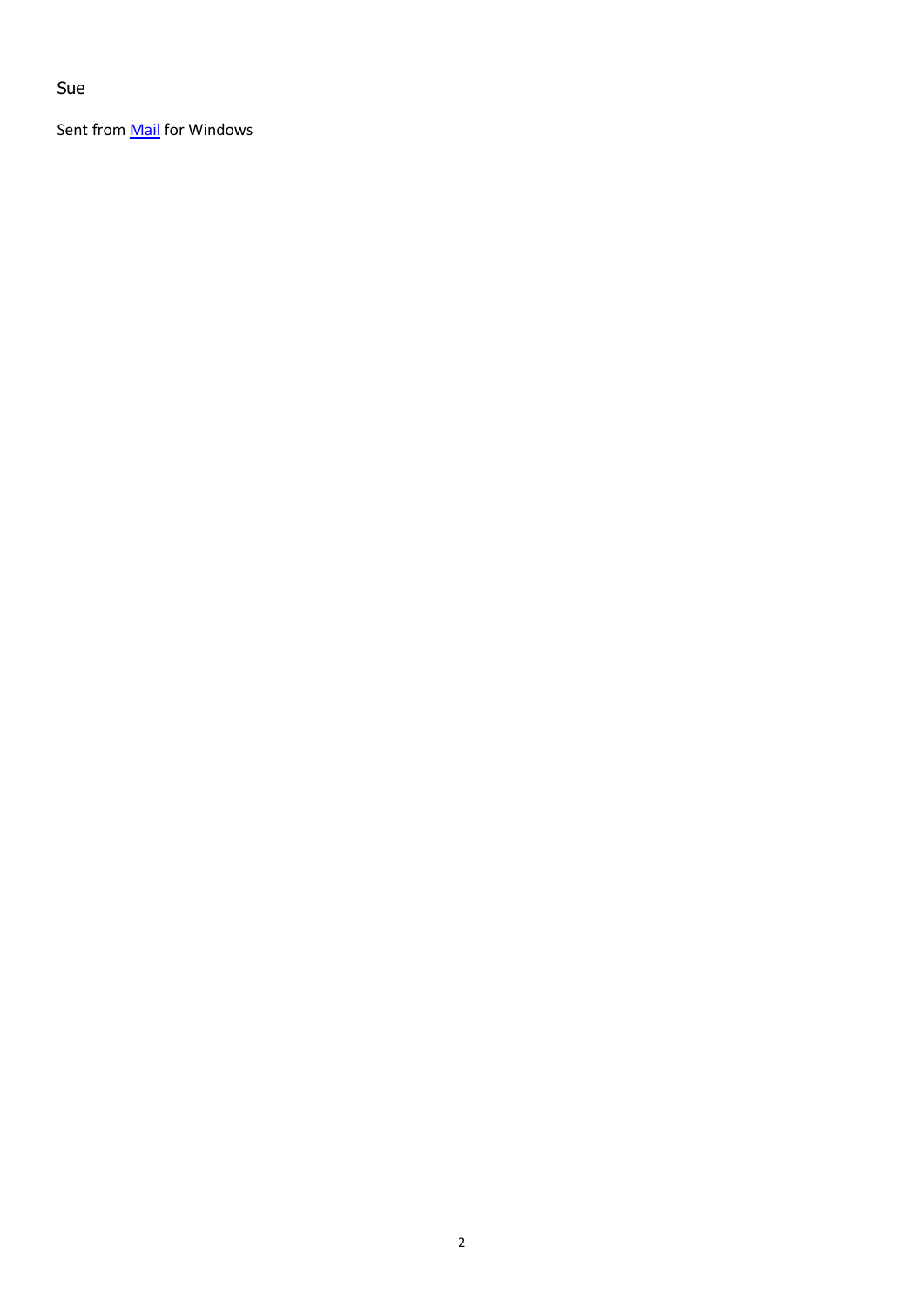Sue

Sent from [Mail](#) for Windows